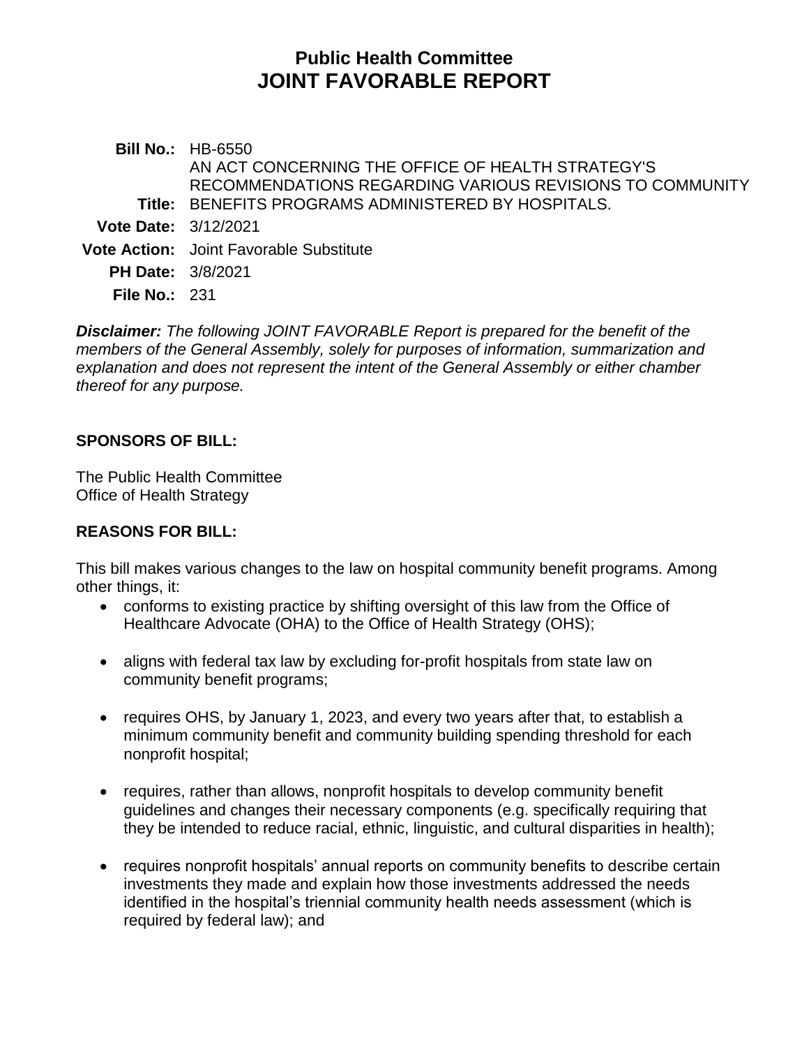# Public Health Committee
# JOINT FAVORABLE REPORT

**Bill No.:** HB-6550

**Title:** AN ACT CONCERNING THE OFFICE OF HEALTH STRATEGY'S RECOMMENDATIONS REGARDING VARIOUS REVISIONS TO COMMUNITY BENEFITS PROGRAMS ADMINISTERED BY HOSPITALS.

**Vote Date:** 3/12/2021

**Vote Action:** Joint Favorable Substitute

**PH Date:** 3/8/2021

**File No.:** 231

***Disclaimer:*** *The following JOINT FAVORABLE Report is prepared for the benefit of the members of the General Assembly, solely for purposes of information, summarization and explanation and does not represent the intent of the General Assembly or either chamber thereof for any purpose.*

## SPONSORS OF BILL:

The Public Health Committee
Office of Health Strategy

## REASONS FOR BILL:

This bill makes various changes to the law on hospital community benefit programs. Among other things, it:

- conforms to existing practice by shifting oversight of this law from the Office of Healthcare Advocate (OHA) to the Office of Health Strategy (OHS);
- aligns with federal tax law by excluding for-profit hospitals from state law on community benefit programs;
- requires OHS, by January 1, 2023, and every two years after that, to establish a minimum community benefit and community building spending threshold for each nonprofit hospital;
- requires, rather than allows, nonprofit hospitals to develop community benefit guidelines and changes their necessary components (e.g. specifically requiring that they be intended to reduce racial, ethnic, linguistic, and cultural disparities in health);
- requires nonprofit hospitals' annual reports on community benefits to describe certain investments they made and explain how those investments addressed the needs identified in the hospital's triennial community health needs assessment (which is required by federal law); and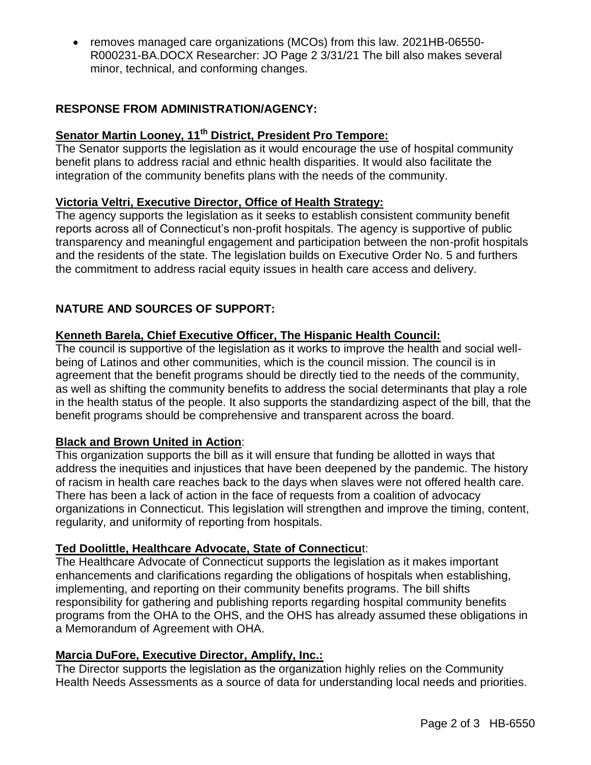- removes managed care organizations (MCOs) from this law. 2021HB-06550-R000231-BA.DOCX Researcher: JO Page 2 3/31/21 The bill also makes several minor, technical, and conforming changes.

## RESPONSE FROM ADMINISTRATION/AGENCY:

### Senator Martin Looney, 11th District, President Pro Tempore:

The Senator supports the legislation as it would encourage the use of hospital community benefit plans to address racial and ethnic health disparities. It would also facilitate the integration of the community benefits plans with the needs of the community.

### Victoria Veltri, Executive Director, Office of Health Strategy:

The agency supports the legislation as it seeks to establish consistent community benefit reports across all of Connecticut's non-profit hospitals. The agency is supportive of public transparency and meaningful engagement and participation between the non-profit hospitals and the residents of the state. The legislation builds on Executive Order No. 5 and furthers the commitment to address racial equity issues in health care access and delivery.

## NATURE AND SOURCES OF SUPPORT:

### Kenneth Barela, Chief Executive Officer, The Hispanic Health Council:

The council is supportive of the legislation as it works to improve the health and social well-being of Latinos and other communities, which is the council mission. The council is in agreement that the benefit programs should be directly tied to the needs of the community, as well as shifting the community benefits to address the social determinants that play a role in the health status of the people. It also supports the standardizing aspect of the bill, that the benefit programs should be comprehensive and transparent across the board.

### Black and Brown United in Action:

This organization supports the bill as it will ensure that funding be allotted in ways that address the inequities and injustices that have been deepened by the pandemic. The history of racism in health care reaches back to the days when slaves were not offered health care. There has been a lack of action in the face of requests from a coalition of advocacy organizations in Connecticut. This legislation will strengthen and improve the timing, content, regularity, and uniformity of reporting from hospitals.

### Ted Doolittle, Healthcare Advocate, State of Connecticut:

The Healthcare Advocate of Connecticut supports the legislation as it makes important enhancements and clarifications regarding the obligations of hospitals when establishing, implementing, and reporting on their community benefits programs. The bill shifts responsibility for gathering and publishing reports regarding hospital community benefits programs from the OHA to the OHS, and the OHS has already assumed these obligations in a Memorandum of Agreement with OHA.

### Marcia DuFore, Executive Director, Amplify, Inc.:

The Director supports the legislation as the organization highly relies on the Community Health Needs Assessments as a source of data for understanding local needs and priorities.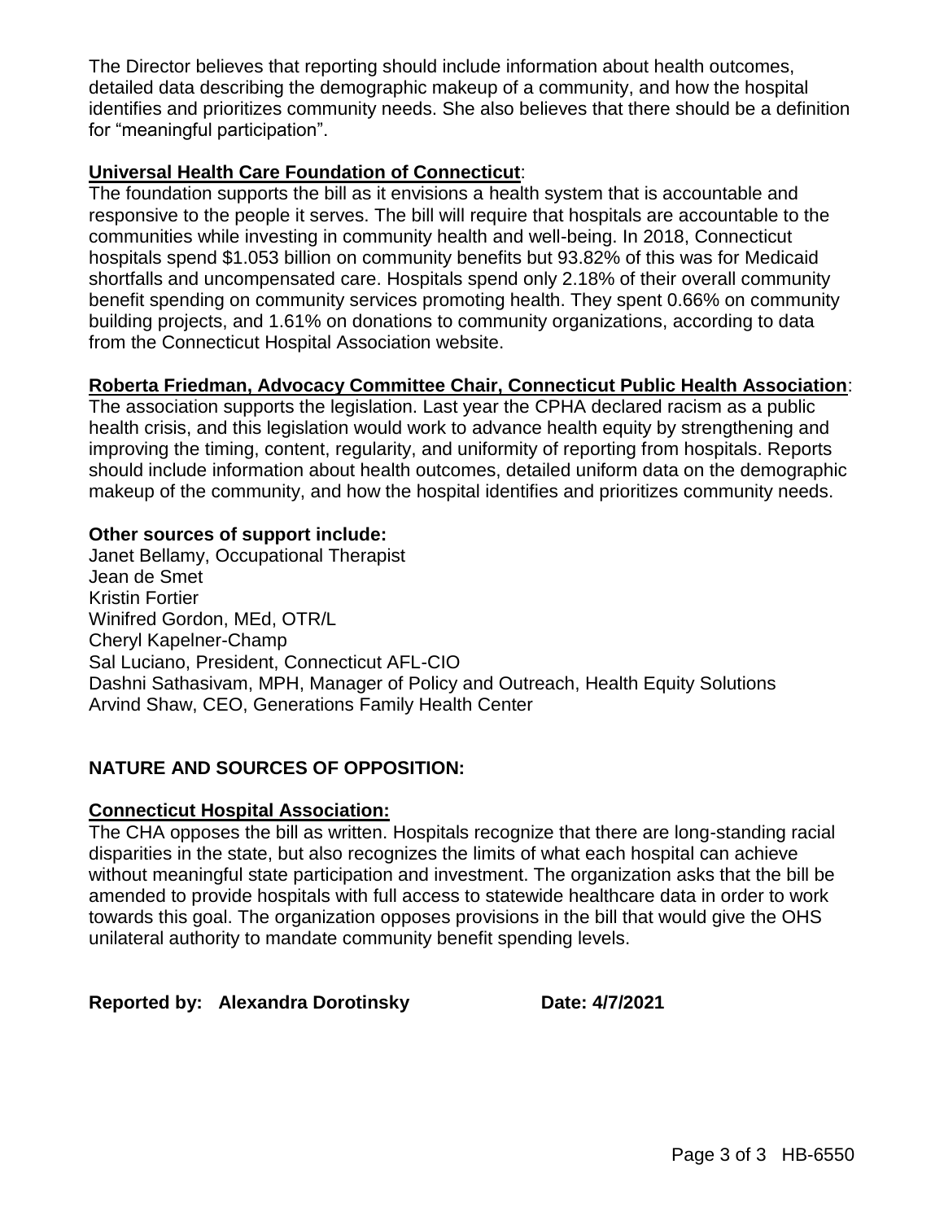The Director believes that reporting should include information about health outcomes, detailed data describing the demographic makeup of a community, and how the hospital identifies and prioritizes community needs. She also believes that there should be a definition for "meaningful participation".

**Universal Health Care Foundation of Connecticut**:

The foundation supports the bill as it envisions a health system that is accountable and responsive to the people it serves. The bill will require that hospitals are accountable to the communities while investing in community health and well-being. In 2018, Connecticut hospitals spend $1.053 billion on community benefits but 93.82% of this was for Medicaid shortfalls and uncompensated care. Hospitals spend only 2.18% of their overall community benefit spending on community services promoting health. They spent 0.66% on community building projects, and 1.61% on donations to community organizations, according to data from the Connecticut Hospital Association website.

**Roberta Friedman, Advocacy Committee Chair, Connecticut Public Health Association**:

The association supports the legislation. Last year the CPHA declared racism as a public health crisis, and this legislation would work to advance health equity by strengthening and improving the timing, content, regularity, and uniformity of reporting from hospitals. Reports should include information about health outcomes, detailed uniform data on the demographic makeup of the community, and how the hospital identifies and prioritizes community needs.

**Other sources of support include:**

Janet Bellamy, Occupational Therapist
Jean de Smet
Kristin Fortier
Winifred Gordon, MEd, OTR/L
Cheryl Kapelner-Champ
Sal Luciano, President, Connecticut AFL-CIO
Dashni Sathasivam, MPH, Manager of Policy and Outreach, Health Equity Solutions
Arvind Shaw, CEO, Generations Family Health Center

## NATURE AND SOURCES OF OPPOSITION:

**Connecticut Hospital Association:**

The CHA opposes the bill as written. Hospitals recognize that there are long-standing racial disparities in the state, but also recognizes the limits of what each hospital can achieve without meaningful state participation and investment. The organization asks that the bill be amended to provide hospitals with full access to statewide healthcare data in order to work towards this goal. The organization opposes provisions in the bill that would give the OHS unilateral authority to mandate community benefit spending levels.

**Reported by: Alexandra Dorotinsky** **Date: 4/7/2021**